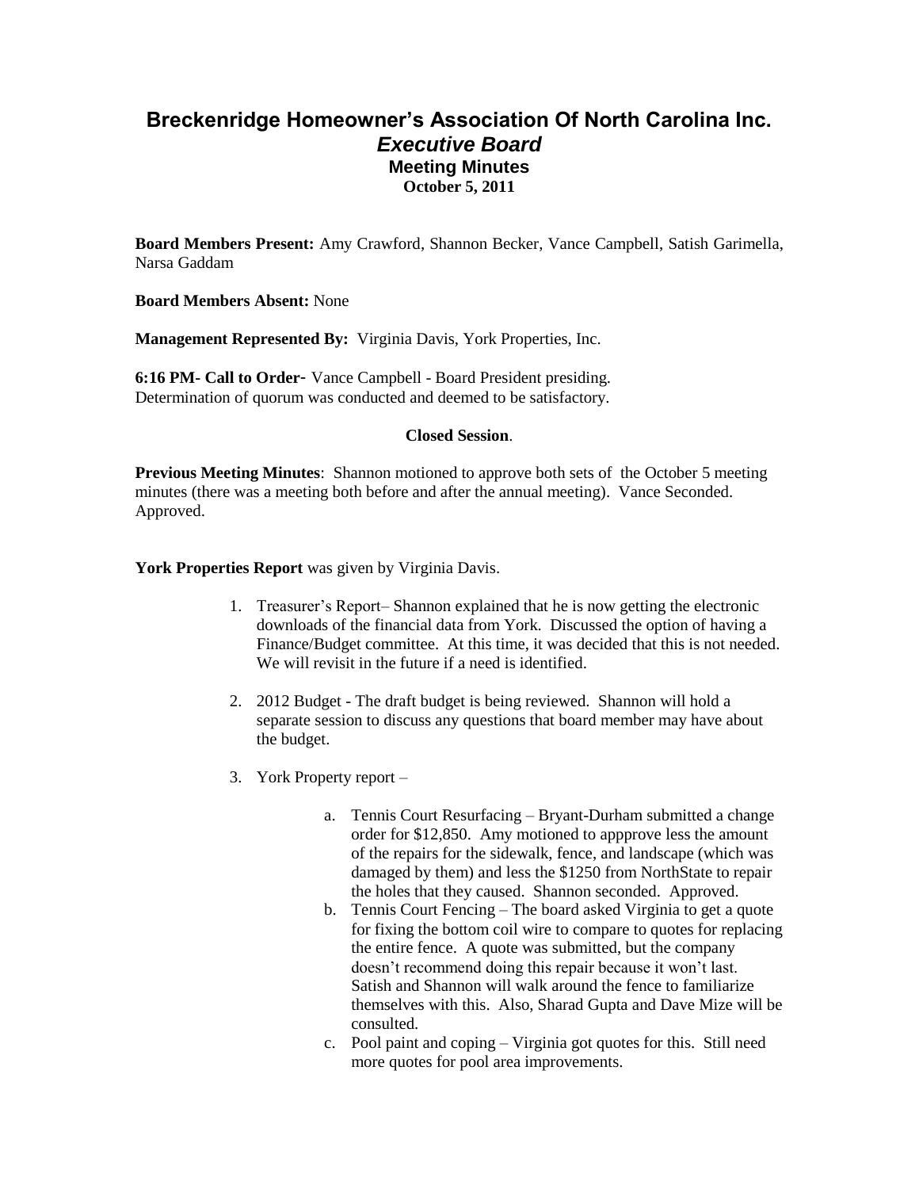# Breckenridge Homeowner's Association Of North Carolina Inc.

## *Executive Board*

### Meeting Minutes

**October 5, 2011**

**Board Members Present:** Amy Crawford, Shannon Becker, Vance Campbell, Satish Garimella, Narsa Gaddam

**Board Members Absent:** None

**Management Represented By:** Virginia Davis, York Properties, Inc.

**6:16 PM- Call to Order**- Vance Campbell - Board President presiding.
Determination of quorum was conducted and deemed to be satisfactory.

**Closed Session**.

**Previous Meeting Minutes**: Shannon motioned to approve both sets of the October 5 meeting minutes (there was a meeting both before and after the annual meeting). Vance Seconded. Approved.

**York Properties Report** was given by Virginia Davis.

1. Treasurer's Report– Shannon explained that he is now getting the electronic downloads of the financial data from York. Discussed the option of having a Finance/Budget committee. At this time, it was decided that this is not needed. We will revisit in the future if a need is identified.

2. 2012 Budget - The draft budget is being reviewed. Shannon will hold a separate session to discuss any questions that board member may have about the budget.

3. York Property report –

   a. Tennis Court Resurfacing – Bryant-Durham submitted a change order for $12,850. Amy motioned to appprove less the amount of the repairs for the sidewalk, fence, and landscape (which was damaged by them) and less the $1250 from NorthState to repair the holes that they caused. Shannon seconded. Approved.
   b. Tennis Court Fencing – The board asked Virginia to get a quote for fixing the bottom coil wire to compare to quotes for replacing the entire fence. A quote was submitted, but the company doesn't recommend doing this repair because it won't last. Satish and Shannon will walk around the fence to familiarize themselves with this. Also, Sharad Gupta and Dave Mize will be consulted.
   c. Pool paint and coping – Virginia got quotes for this. Still need more quotes for pool area improvements.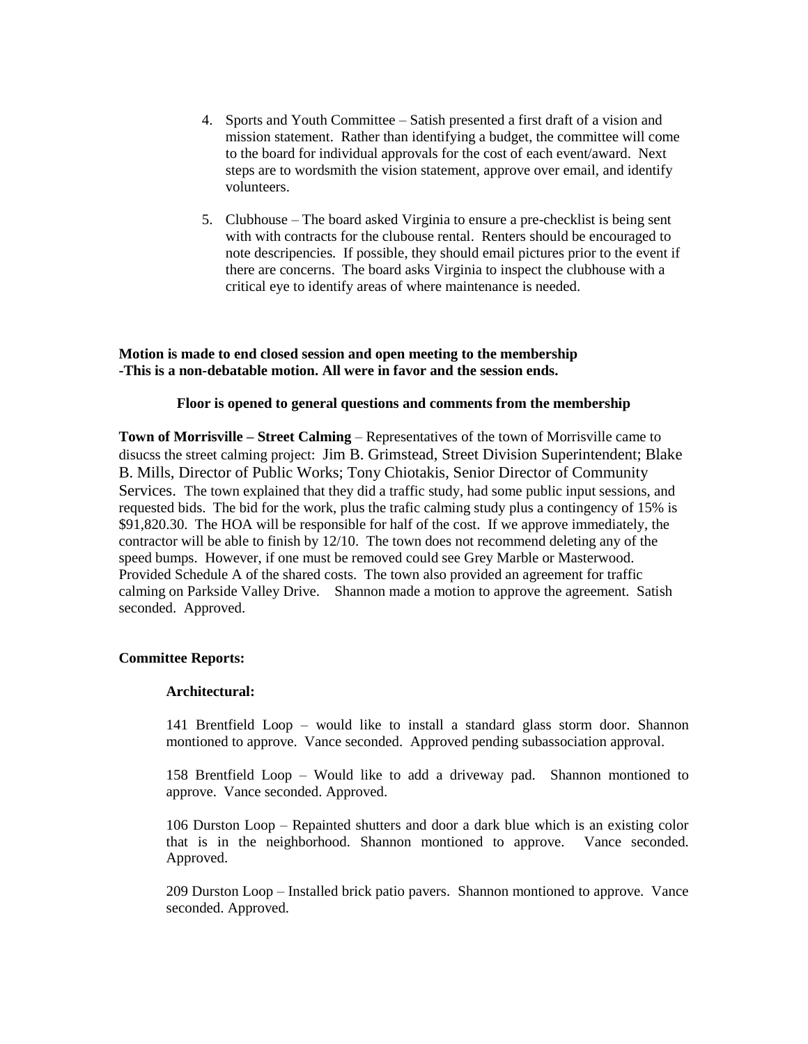4. Sports and Youth Committee – Satish presented a first draft of a vision and mission statement. Rather than identifying a budget, the committee will come to the board for individual approvals for the cost of each event/award. Next steps are to wordsmith the vision statement, approve over email, and identify volunteers.

5. Clubhouse – The board asked Virginia to ensure a pre-checklist is being sent with with contracts for the clubouse rental. Renters should be encouraged to note descripencies. If possible, they should email pictures prior to the event if there are concerns. The board asks Virginia to inspect the clubhouse with a critical eye to identify areas of where maintenance is needed.

**Motion is made to end closed session and open meeting to the membership**
**-This is a non-debatable motion. All were in favor and the session ends.**

**Floor is opened to general questions and comments from the membership**

**Town of Morrisville – Street Calming** – Representatives of the town of Morrisville came to disucss the street calming project: Jim B. Grimstead, Street Division Superintendent; Blake B. Mills, Director of Public Works; Tony Chiotakis, Senior Director of Community Services. The town explained that they did a traffic study, had some public input sessions, and requested bids. The bid for the work, plus the trafic calming study plus a contingency of 15% is $91,820.30. The HOA will be responsible for half of the cost. If we approve immediately, the contractor will be able to finish by 12/10. The town does not recommend deleting any of the speed bumps. However, if one must be removed could see Grey Marble or Masterwood. Provided Schedule A of the shared costs. The town also provided an agreement for traffic calming on Parkside Valley Drive. Shannon made a motion to approve the agreement. Satish seconded. Approved.

**Committee Reports:**

**Architectural:**

141 Brentfield Loop – would like to install a standard glass storm door. Shannon montioned to approve. Vance seconded. Approved pending subassociation approval.

158 Brentfield Loop – Would like to add a driveway pad. Shannon montioned to approve. Vance seconded. Approved.

106 Durston Loop – Repainted shutters and door a dark blue which is an existing color that is in the neighborhood. Shannon montioned to approve. Vance seconded. Approved.

209 Durston Loop – Installed brick patio pavers. Shannon montioned to approve. Vance seconded. Approved.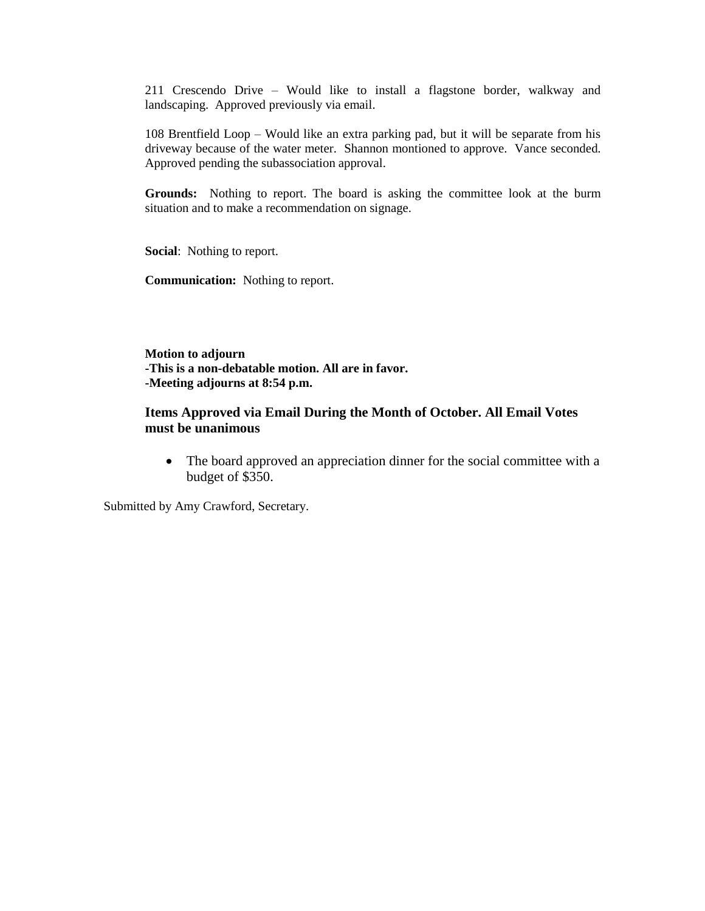211 Crescendo Drive – Would like to install a flagstone border, walkway and landscaping. Approved previously via email.

108 Brentfield Loop – Would like an extra parking pad, but it will be separate from his driveway because of the water meter. Shannon montioned to approve. Vance seconded. Approved pending the subassociation approval.

**Grounds:** Nothing to report. The board is asking the committee look at the burm situation and to make a recommendation on signage.

**Social**: Nothing to report.

**Communication:** Nothing to report.

**Motion to adjourn**
**-This is a non-debatable motion. All are in favor.**
**-Meeting adjourns at 8:54 p.m.**

### Items Approved via Email During the Month of October. All Email Votes must be unanimous

- The board approved an appreciation dinner for the social committee with a budget of $350.

Submitted by Amy Crawford, Secretary.